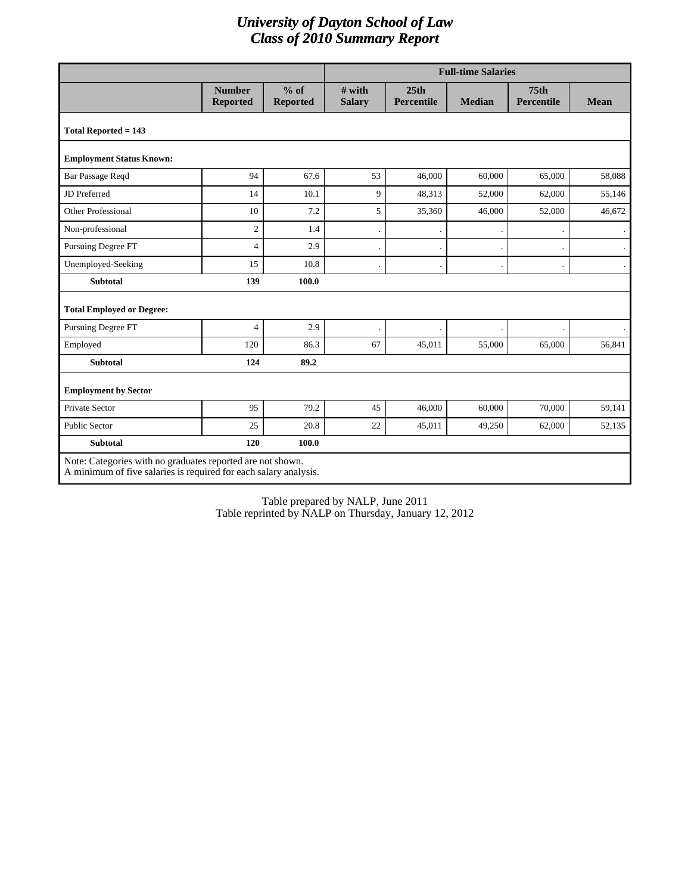# *University of Dayton School of Law*
# *Class of 2010 Summary Report*

| | | | Full-time Salaries | | | | |
|---|---|---|---|---|---|---|---|
| | **Number Reported** | **% of Reported** | **# with Salary** | **25th Percentile** | **Median** | **75th Percentile** | **Mean** |
| **Total Reported = 143** | | | | | | | |
| **Employment Status Known:** | | | | | | | |
| Bar Passage Reqd | 94 | 67.6 | 53 | 46,000 | 60,000 | 65,000 | 58,088 |
| JD Preferred | 14 | 10.1 | 9 | 48,313 | 52,000 | 62,000 | 55,146 |
| Other Professional | 10 | 7.2 | 5 | 35,360 | 46,000 | 52,000 | 46,672 |
| Non-professional | 2 | 1.4 | . | . | . | . | . |
| Pursuing Degree FT | 4 | 2.9 | . | . | . | . | . |
| Unemployed-Seeking | 15 | 10.8 | . | . | . | . | . |
| **Subtotal** | **139** | **100.0** | | | | | |
| **Total Employed or Degree:** | | | | | | | |
| Pursuing Degree FT | 4 | 2.9 | . | . | . | . | . |
| Employed | 120 | 86.3 | 67 | 45,011 | 55,000 | 65,000 | 56,841 |
| **Subtotal** | **124** | **89.2** | | | | | |
| **Employment by Sector** | | | | | | | |
| Private Sector | 95 | 79.2 | 45 | 46,000 | 60,000 | 70,000 | 59,141 |
| Public Sector | 25 | 20.8 | 22 | 45,011 | 49,250 | 62,000 | 52,135 |
| **Subtotal** | **120** | **100.0** | | | | | |

Note: Categories with no graduates reported are not shown.
A minimum of five salaries is required for each salary analysis.

Table prepared by NALP, June 2011
Table reprinted by NALP on Thursday, January 12, 2012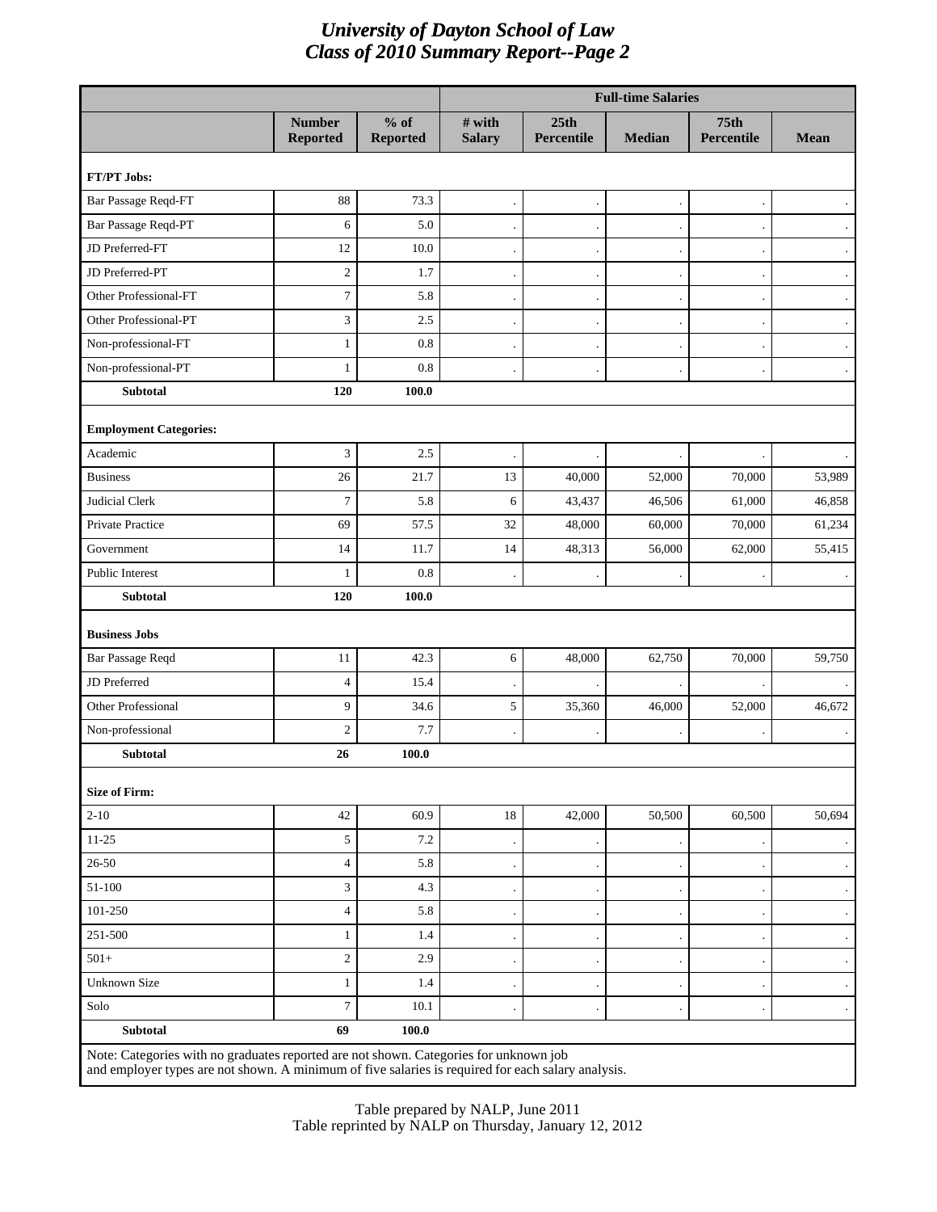# University of Dayton School of Law
## Class of 2010 Summary Report--Page 2

| | | | Full-time Salaries | | | | |
|---|---|---|---|---|---|---|---|
| | **Number Reported** | **% of Reported** | **# with Salary** | **25th Percentile** | **Median** | **75th Percentile** | **Mean** |
| **FT/PT Jobs:** | | | | | | | |
| Bar Passage Reqd-FT | 88 | 73.3 | . | . | . | . | . |
| Bar Passage Reqd-PT | 6 | 5.0 | . | . | . | . | . |
| JD Preferred-FT | 12 | 10.0 | . | . | . | . | . |
| JD Preferred-PT | 2 | 1.7 | . | . | . | . | . |
| Other Professional-FT | 7 | 5.8 | . | . | . | . | . |
| Other Professional-PT | 3 | 2.5 | . | . | . | . | . |
| Non-professional-FT | 1 | 0.8 | . | . | . | . | . |
| Non-professional-PT | 1 | 0.8 | . | . | . | . | . |
| **Subtotal** | **120** | **100.0** | | | | | |
| **Employment Categories:** | | | | | | | |
| Academic | 3 | 2.5 | . | . | . | . | . |
| Business | 26 | 21.7 | 13 | 40,000 | 52,000 | 70,000 | 53,989 |
| Judicial Clerk | 7 | 5.8 | 6 | 43,437 | 46,506 | 61,000 | 46,858 |
| Private Practice | 69 | 57.5 | 32 | 48,000 | 60,000 | 70,000 | 61,234 |
| Government | 14 | 11.7 | 14 | 48,313 | 56,000 | 62,000 | 55,415 |
| Public Interest | 1 | 0.8 | . | . | . | . | . |
| **Subtotal** | **120** | **100.0** | | | | | |
| **Business Jobs** | | | | | | | |
| Bar Passage Reqd | 11 | 42.3 | 6 | 48,000 | 62,750 | 70,000 | 59,750 |
| JD Preferred | 4 | 15.4 | . | . | . | . | . |
| Other Professional | 9 | 34.6 | 5 | 35,360 | 46,000 | 52,000 | 46,672 |
| Non-professional | 2 | 7.7 | . | . | . | . | . |
| **Subtotal** | **26** | **100.0** | | | | | |
| **Size of Firm:** | | | | | | | |
| 2-10 | 42 | 60.9 | 18 | 42,000 | 50,500 | 60,500 | 50,694 |
| 11-25 | 5 | 7.2 | . | . | . | . | . |
| 26-50 | 4 | 5.8 | . | . | . | . | . |
| 51-100 | 3 | 4.3 | . | . | . | . | . |
| 101-250 | 4 | 5.8 | . | . | . | . | . |
| 251-500 | 1 | 1.4 | . | . | . | . | . |
| 501+ | 2 | 2.9 | . | . | . | . | . |
| Unknown Size | 1 | 1.4 | . | . | . | . | . |
| Solo | 7 | 10.1 | . | . | . | . | . |
| **Subtotal** | **69** | **100.0** | | | | | |

Note: Categories with no graduates reported are not shown. Categories for unknown job and employer types are not shown. A minimum of five salaries is required for each salary analysis.

Table prepared by NALP, June 2011
Table reprinted by NALP on Thursday, January 12, 2012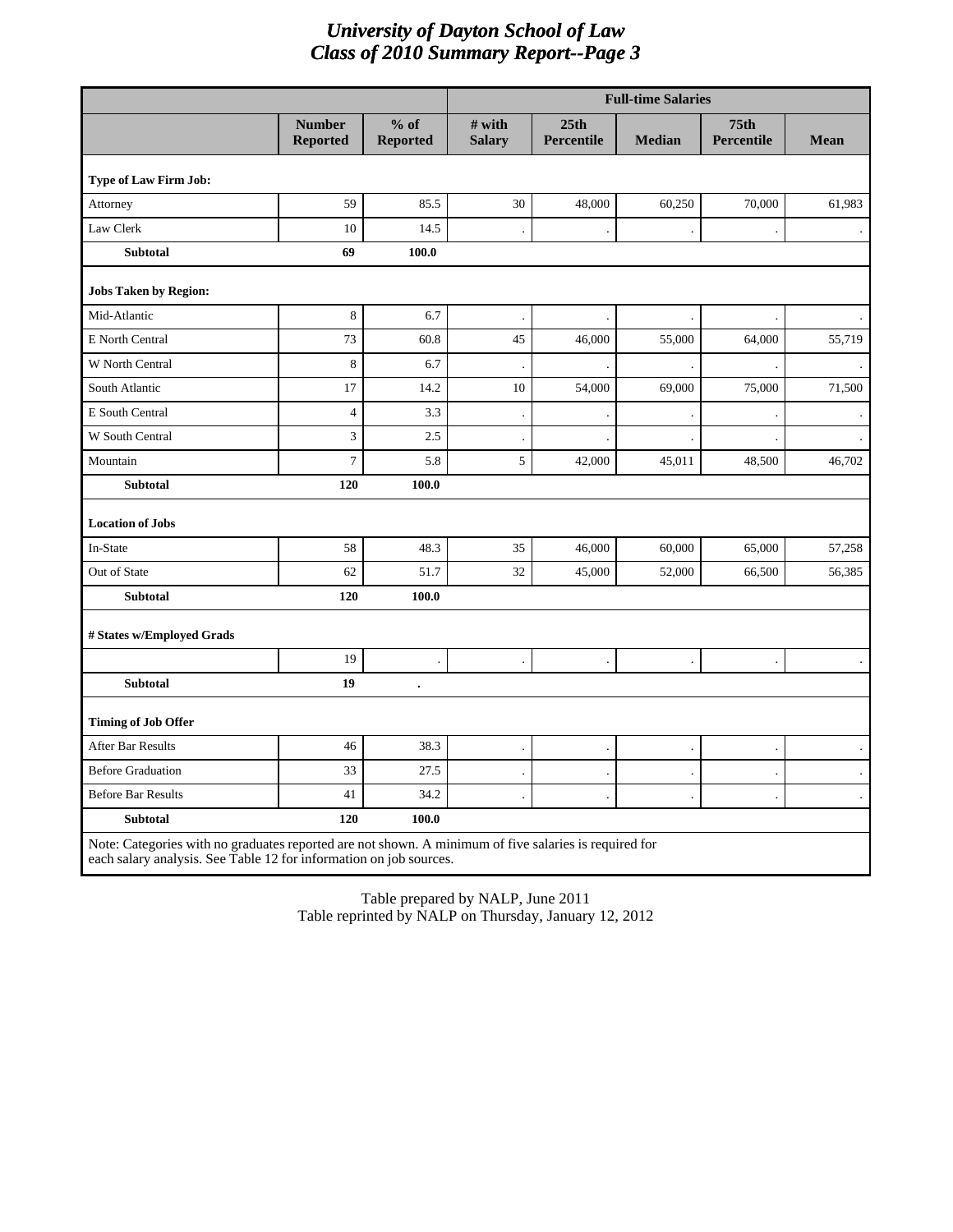# University of Dayton School of Law
## Class of 2010 Summary Report--Page 3

| | | | Full-time Salaries | | | | |
|---|---|---|---|---|---|---|---|
| | **Number Reported** | **% of Reported** | **# with Salary** | **25th Percentile** | **Median** | **75th Percentile** | **Mean** |
| **Type of Law Firm Job:** | | | | | | | |
| Attorney | 59 | 85.5 | 30 | 48,000 | 60,250 | 70,000 | 61,983 |
| Law Clerk | 10 | 14.5 | . | . | . | . | . |
| **Subtotal** | **69** | **100.0** | | | | | |
| **Jobs Taken by Region:** | | | | | | | |
| Mid-Atlantic | 8 | 6.7 | . | . | . | . | . |
| E North Central | 73 | 60.8 | 45 | 46,000 | 55,000 | 64,000 | 55,719 |
| W North Central | 8 | 6.7 | . | . | . | . | . |
| South Atlantic | 17 | 14.2 | 10 | 54,000 | 69,000 | 75,000 | 71,500 |
| E South Central | 4 | 3.3 | . | . | . | . | . |
| W South Central | 3 | 2.5 | . | . | . | . | . |
| Mountain | 7 | 5.8 | 5 | 42,000 | 45,011 | 48,500 | 46,702 |
| **Subtotal** | **120** | **100.0** | | | | | |
| **Location of Jobs** | | | | | | | |
| In-State | 58 | 48.3 | 35 | 46,000 | 60,000 | 65,000 | 57,258 |
| Out of State | 62 | 51.7 | 32 | 45,000 | 52,000 | 66,500 | 56,385 |
| **Subtotal** | **120** | **100.0** | | | | | |
| **# States w/Employed Grads** | | | | | | | |
| | 19 | . | . | . | . | . | . |
| **Subtotal** | **19** | **.** | | | | | |
| **Timing of Job Offer** | | | | | | | |
| After Bar Results | 46 | 38.3 | . | . | . | . | . |
| Before Graduation | 33 | 27.5 | . | . | . | . | . |
| Before Bar Results | 41 | 34.2 | . | . | . | . | . |
| **Subtotal** | **120** | **100.0** | | | | | |

Note: Categories with no graduates reported are not shown. A minimum of five salaries is required for each salary analysis. See Table 12 for information on job sources.

Table prepared by NALP, June 2011
Table reprinted by NALP on Thursday, January 12, 2012